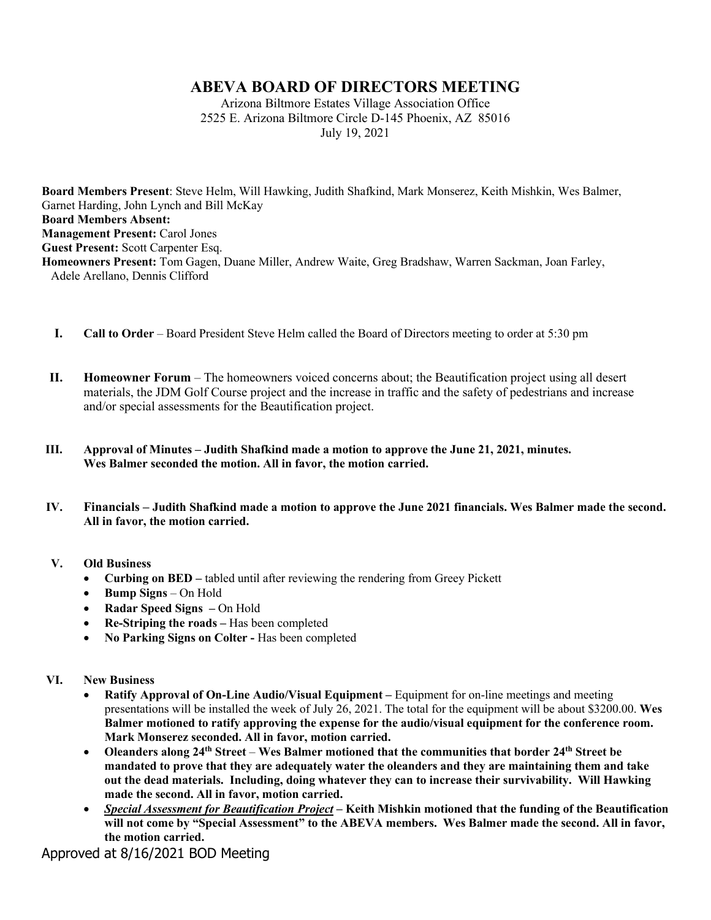# ABEVA BOARD OF DIRECTORS MEETING

Arizona Biltmore Estates Village Association Office
2525 E. Arizona Biltmore Circle D-145 Phoenix, AZ 85016
July 19, 2021

**Board Members Present**: Steve Helm, Will Hawking, Judith Shafkind, Mark Monserez, Keith Mishkin, Wes Balmer, Garnet Harding, John Lynch and Bill McKay
**Board Members Absent:**
**Management Present:** Carol Jones
**Guest Present:** Scott Carpenter Esq.
**Homeowners Present:** Tom Gagen, Duane Miller, Andrew Waite, Greg Bradshaw, Warren Sackman, Joan Farley, Adele Arellano, Dennis Clifford

I. **Call to Order** – Board President Steve Helm called the Board of Directors meeting to order at 5:30 pm

II. **Homeowner Forum** – The homeowners voiced concerns about; the Beautification project using all desert materials, the JDM Golf Course project and the increase in traffic and the safety of pedestrians and increase and/or special assessments for the Beautification project.

III. **Approval of Minutes – Judith Shafkind made a motion to approve the June 21, 2021, minutes. Wes Balmer seconded the motion. All in favor, the motion carried.**

IV. **Financials – Judith Shafkind made a motion to approve the June 2021 financials. Wes Balmer made the second. All in favor, the motion carried.**

V. **Old Business**
- **Curbing on BED –** tabled until after reviewing the rendering from Greey Pickett
- **Bump Signs** – On Hold
- **Radar Speed Signs –** On Hold
- **Re-Striping the roads –** Has been completed
- **No Parking Signs on Colter -** Has been completed

VI. **New Business**
- **Ratify Approval of On-Line Audio/Visual Equipment –** Equipment for on-line meetings and meeting presentations will be installed the week of July 26, 2021. The total for the equipment will be about $3200.00. **Wes Balmer motioned to ratify approving the expense for the audio/visual equipment for the conference room. Mark Monserez seconded. All in favor, motion carried.**
- **Oleanders along 24th Street** – **Wes Balmer motioned that the communities that border 24th Street be mandated to prove that they are adequately water the oleanders and they are maintaining them and take out the dead materials. Including, doing whatever they can to increase their survivability. Will Hawking made the second. All in favor, motion carried.**
- ***<u>Special Assessment for Beautification Project</u>* – Keith Mishkin motioned that the funding of the Beautification will not come by "Special Assessment" to the ABEVA members. Wes Balmer made the second. All in favor, the motion carried.**

Approved at 8/16/2021 BOD Meeting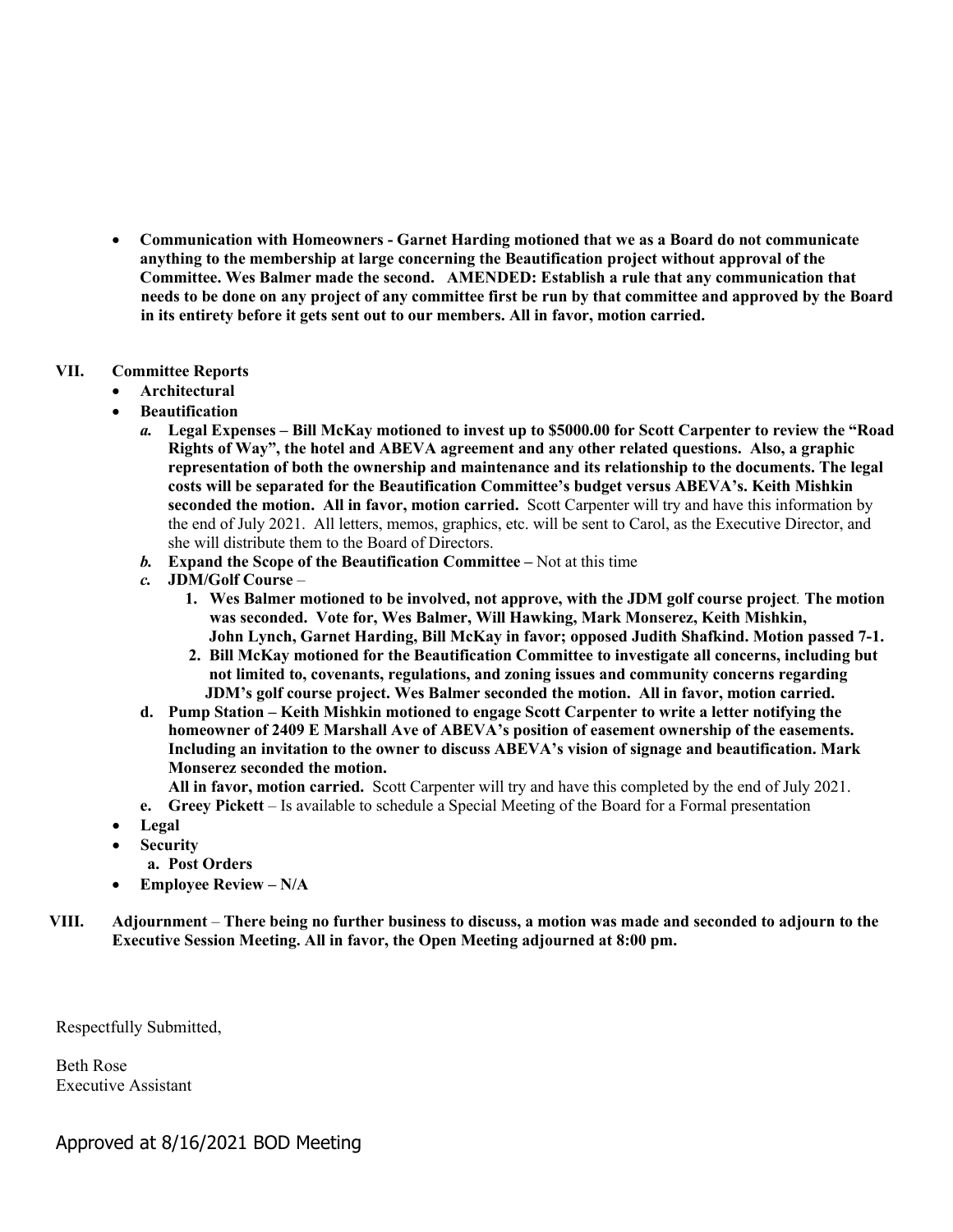- **Communication with Homeowners - Garnet Harding motioned that we as a Board do not communicate anything to the membership at large concerning the Beautification project without approval of the Committee. Wes Balmer made the second. AMENDED: Establish a rule that any communication that needs to be done on any project of any committee first be run by that committee and approved by the Board in its entirety before it gets sent out to our members. All in favor, motion carried.**

## VII. Committee Reports

- **Architectural**
- **Beautification**
  - ***a.*** **Legal Expenses – Bill McKay motioned to invest up to $5000.00 for Scott Carpenter to review the "Road Rights of Way", the hotel and ABEVA agreement and any other related questions. Also, a graphic representation of both the ownership and maintenance and its relationship to the documents. The legal costs will be separated for the Beautification Committee's budget versus ABEVA's. Keith Mishkin seconded the motion. All in favor, motion carried.** Scott Carpenter will try and have this information by the end of July 2021. All letters, memos, graphics, etc. will be sent to Carol, as the Executive Director, and she will distribute them to the Board of Directors.
  - ***b.*** **Expand the Scope of the Beautification Committee –** Not at this time
  - ***c.*** **JDM/Golf Course** –
    1. **Wes Balmer motioned to be involved, not approve, with the JDM golf course project. The motion was seconded. Vote for, Wes Balmer, Will Hawking, Mark Monserez, Keith Mishkin, John Lynch, Garnet Harding, Bill McKay in favor; opposed Judith Shafkind. Motion passed 7-1.**
    2. **Bill McKay motioned for the Beautification Committee to investigate all concerns, including but not limited to, covenants, regulations, and zoning issues and community concerns regarding JDM's golf course project. Wes Balmer seconded the motion. All in favor, motion carried.**
  - **d. Pump Station – Keith Mishkin motioned to engage Scott Carpenter to write a letter notifying the homeowner of 2409 E Marshall Ave of ABEVA's position of easement ownership of the easements. Including an invitation to the owner to discuss ABEVA's vision of signage and beautification. Mark Monserez seconded the motion.**
    **All in favor, motion carried.** Scott Carpenter will try and have this completed by the end of July 2021.
  - **e. Greey Pickett** – Is available to schedule a Special Meeting of the Board for a Formal presentation
- **Legal**
- **Security**
  - **a. Post Orders**
- **Employee Review – N/A**

## VIII. Adjournment – **There being no further business to discuss, a motion was made and seconded to adjourn to the Executive Session Meeting. All in favor, the Open Meeting adjourned at 8:00 pm.**

Respectfully Submitted,

Beth Rose
Executive Assistant

Approved at 8/16/2021 BOD Meeting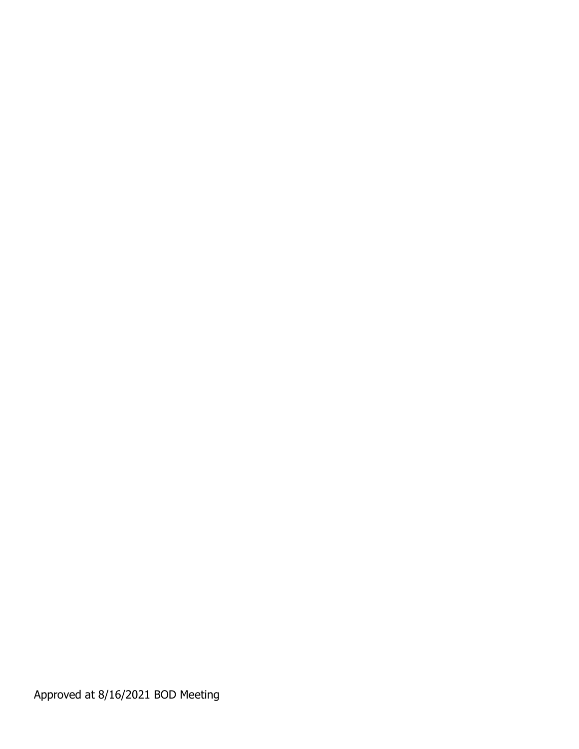Approved at 8/16/2021 BOD Meeting